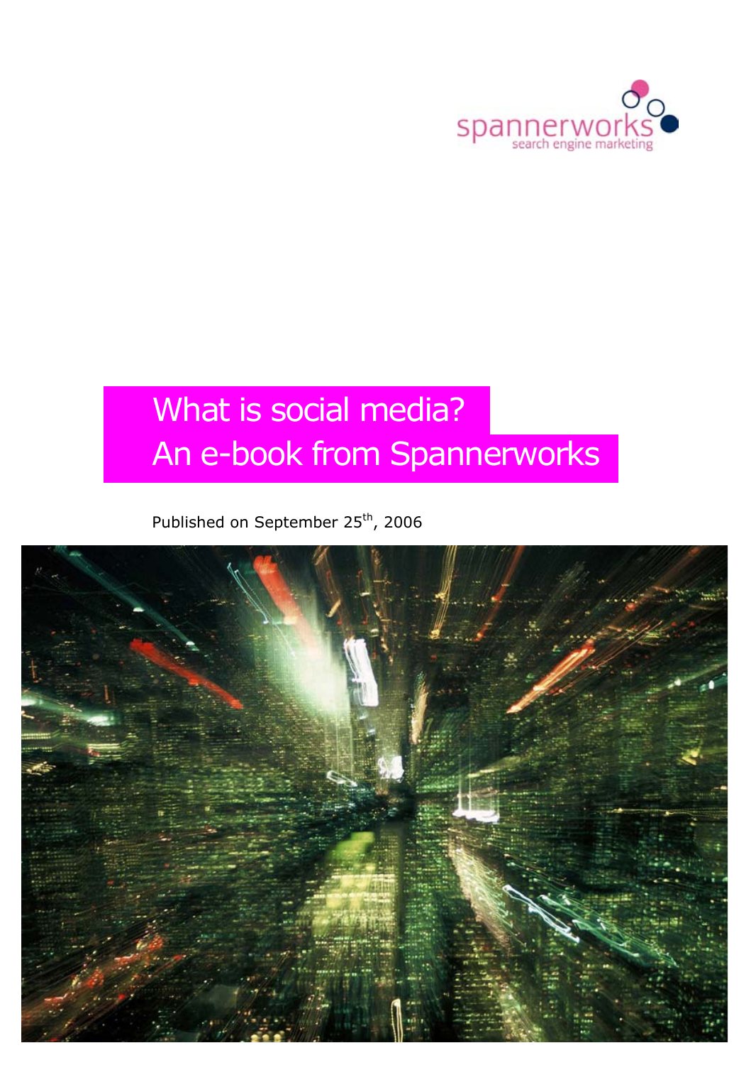spannerworks
search engine marketing

# What is social media?
# An e-book from Spannerworks

Published on September 25th, 2006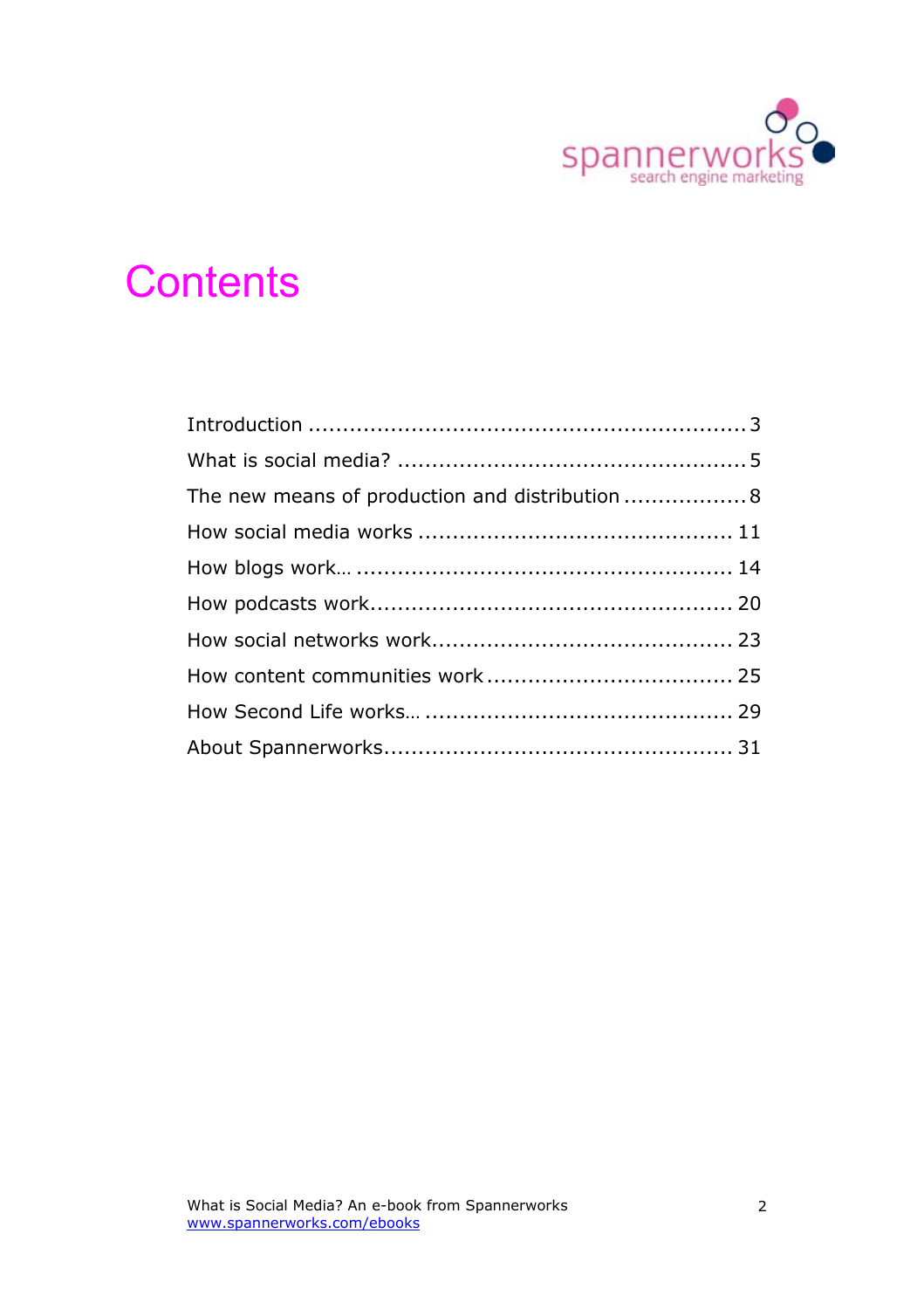# Contents

Introduction ............................................................... 3
What is social media? .................................................. 5
The new means of production and distribution .................. 8
How social media works ............................................. 11
How blogs work… ...................................................... 14
How podcasts work.................................................... 20
How social networks work........................................... 23
How content communities work ................................... 25
How Second Life works… ............................................ 29
About Spannerworks.................................................. 31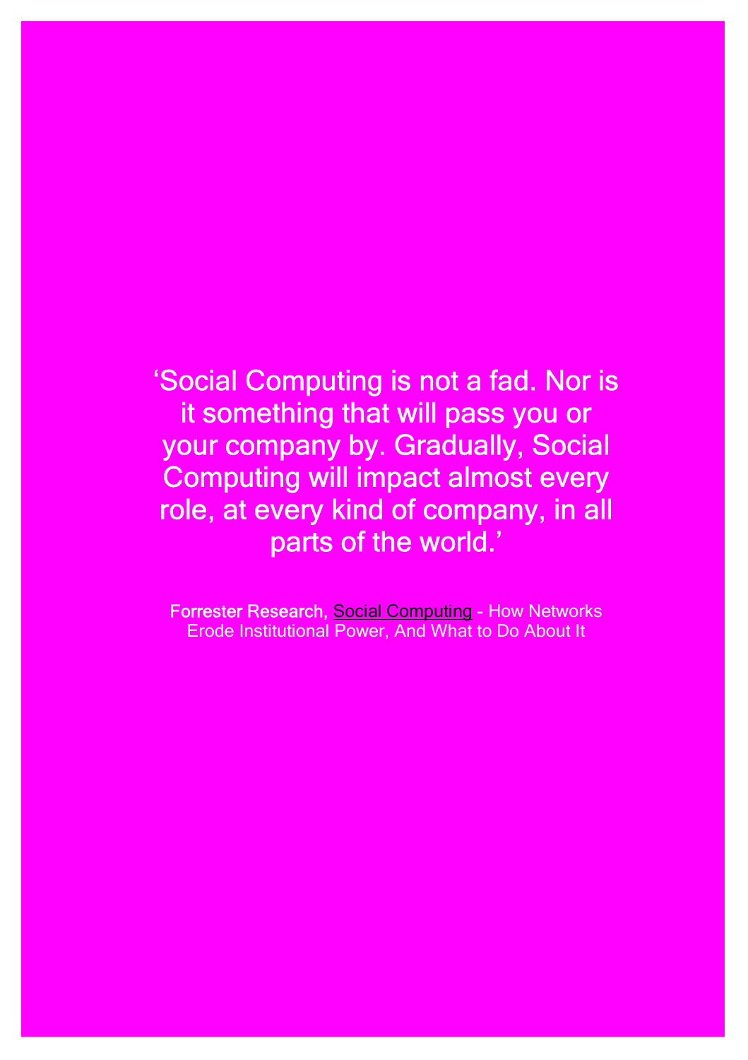‘Social Computing is not a fad. Nor is it something that will pass you or your company by. Gradually, Social Computing will impact almost every role, at every kind of company, in all parts of the world.’

Forrester Research, Social Computing - How Networks Erode Institutional Power, And What to Do About It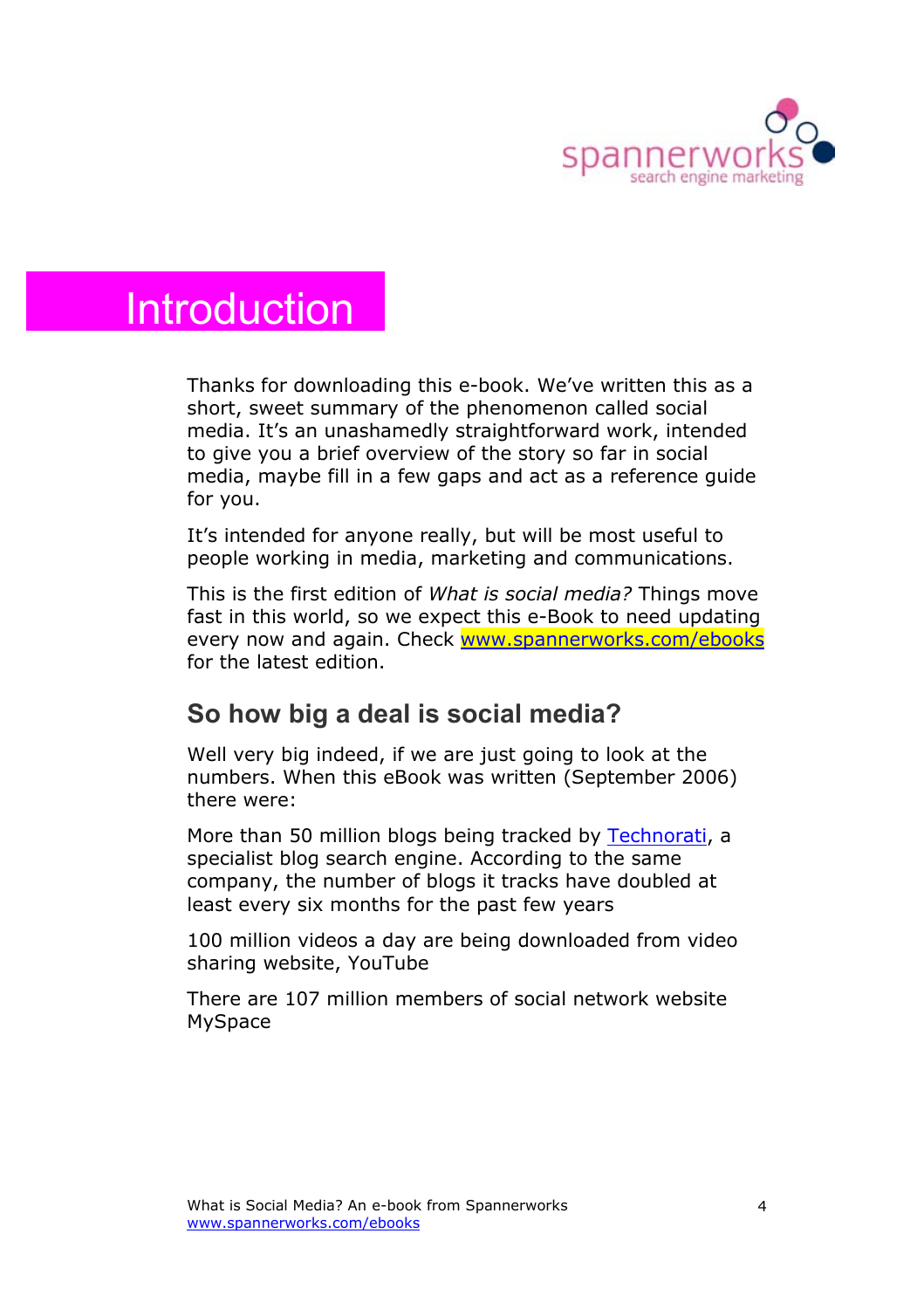# Introduction

Thanks for downloading this e-book. We've written this as a short, sweet summary of the phenomenon called social media. It's an unashamedly straightforward work, intended to give you a brief overview of the story so far in social media, maybe fill in a few gaps and act as a reference guide for you.

It's intended for anyone really, but will be most useful to people working in media, marketing and communications.

This is the first edition of *What is social media?* Things move fast in this world, so we expect this e-Book to need updating every now and again. Check [www.spannerworks.com/ebooks](http://www.spannerworks.com/ebooks) for the latest edition.

## So how big a deal is social media?

Well very big indeed, if we are just going to look at the numbers. When this eBook was written (September 2006) there were:

More than 50 million blogs being tracked by [Technorati](http://www.technorati.com), a specialist blog search engine. According to the same company, the number of blogs it tracks have doubled at least every six months for the past few years

100 million videos a day are being downloaded from video sharing website, YouTube

There are 107 million members of social network website MySpace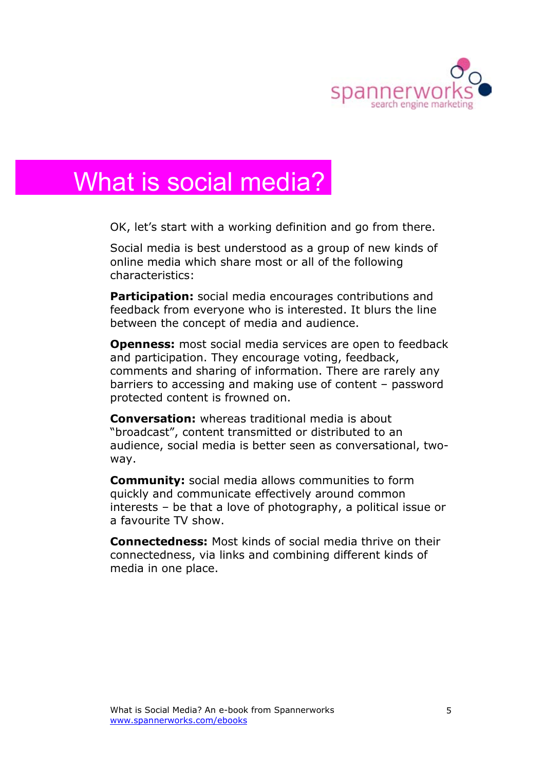# What is social media?

OK, let's start with a working definition and go from there.

Social media is best understood as a group of new kinds of online media which share most or all of the following characteristics:

**Participation:** social media encourages contributions and feedback from everyone who is interested. It blurs the line between the concept of media and audience.

**Openness:** most social media services are open to feedback and participation. They encourage voting, feedback, comments and sharing of information. There are rarely any barriers to accessing and making use of content – password protected content is frowned on.

**Conversation:** whereas traditional media is about "broadcast", content transmitted or distributed to an audience, social media is better seen as conversational, two-way.

**Community:** social media allows communities to form quickly and communicate effectively around common interests – be that a love of photography, a political issue or a favourite TV show.

**Connectedness:** Most kinds of social media thrive on their connectedness, via links and combining different kinds of media in one place.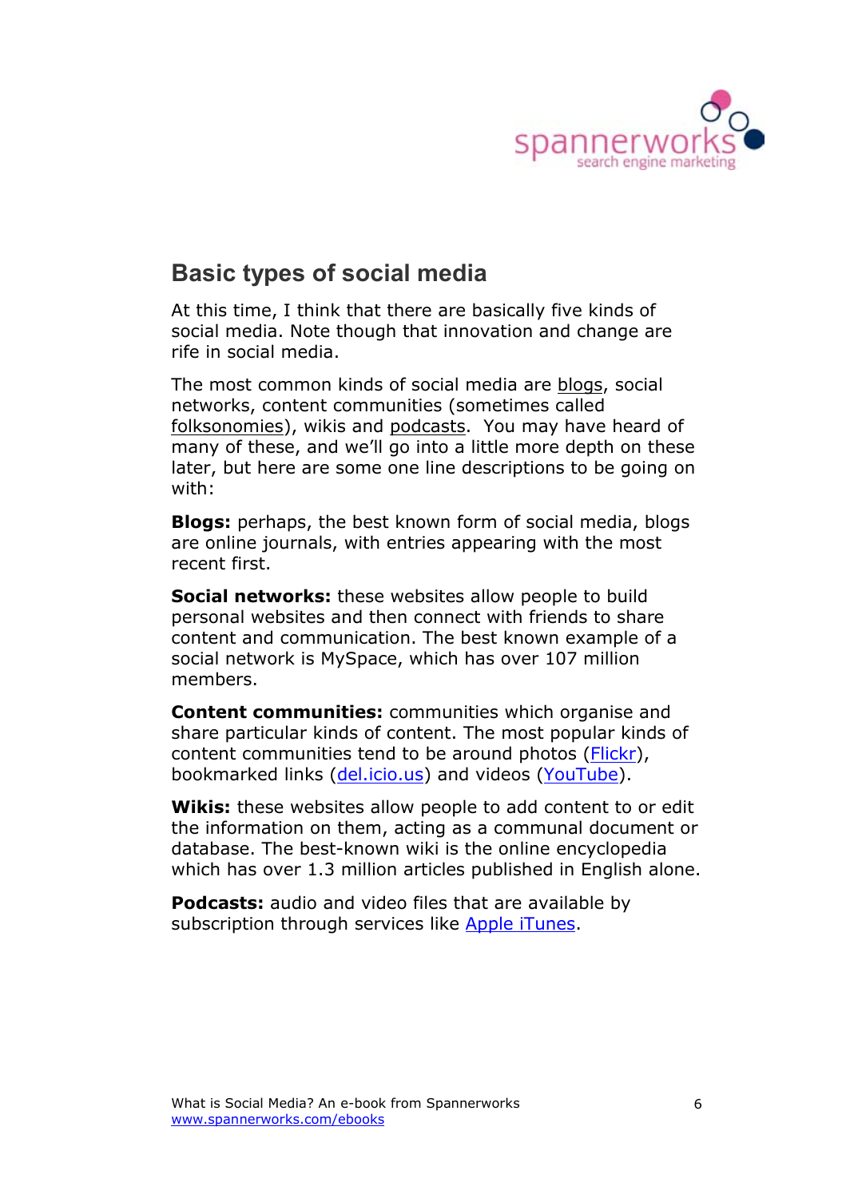## Basic types of social media

At this time, I think that there are basically five kinds of social media. Note though that innovation and change are rife in social media.

The most common kinds of social media are blogs, social networks, content communities (sometimes called folksonomies), wikis and podcasts. You may have heard of many of these, and we'll go into a little more depth on these later, but here are some one line descriptions to be going on with:

**Blogs:** perhaps, the best known form of social media, blogs are online journals, with entries appearing with the most recent first.

**Social networks:** these websites allow people to build personal websites and then connect with friends to share content and communication. The best known example of a social network is MySpace, which has over 107 million members.

**Content communities:** communities which organise and share particular kinds of content. The most popular kinds of content communities tend to be around photos (Flickr), bookmarked links (del.icio.us) and videos (YouTube).

**Wikis:** these websites allow people to add content to or edit the information on them, acting as a communal document or database. The best-known wiki is the online encyclopedia which has over 1.3 million articles published in English alone.

**Podcasts:** audio and video files that are available by subscription through services like Apple iTunes.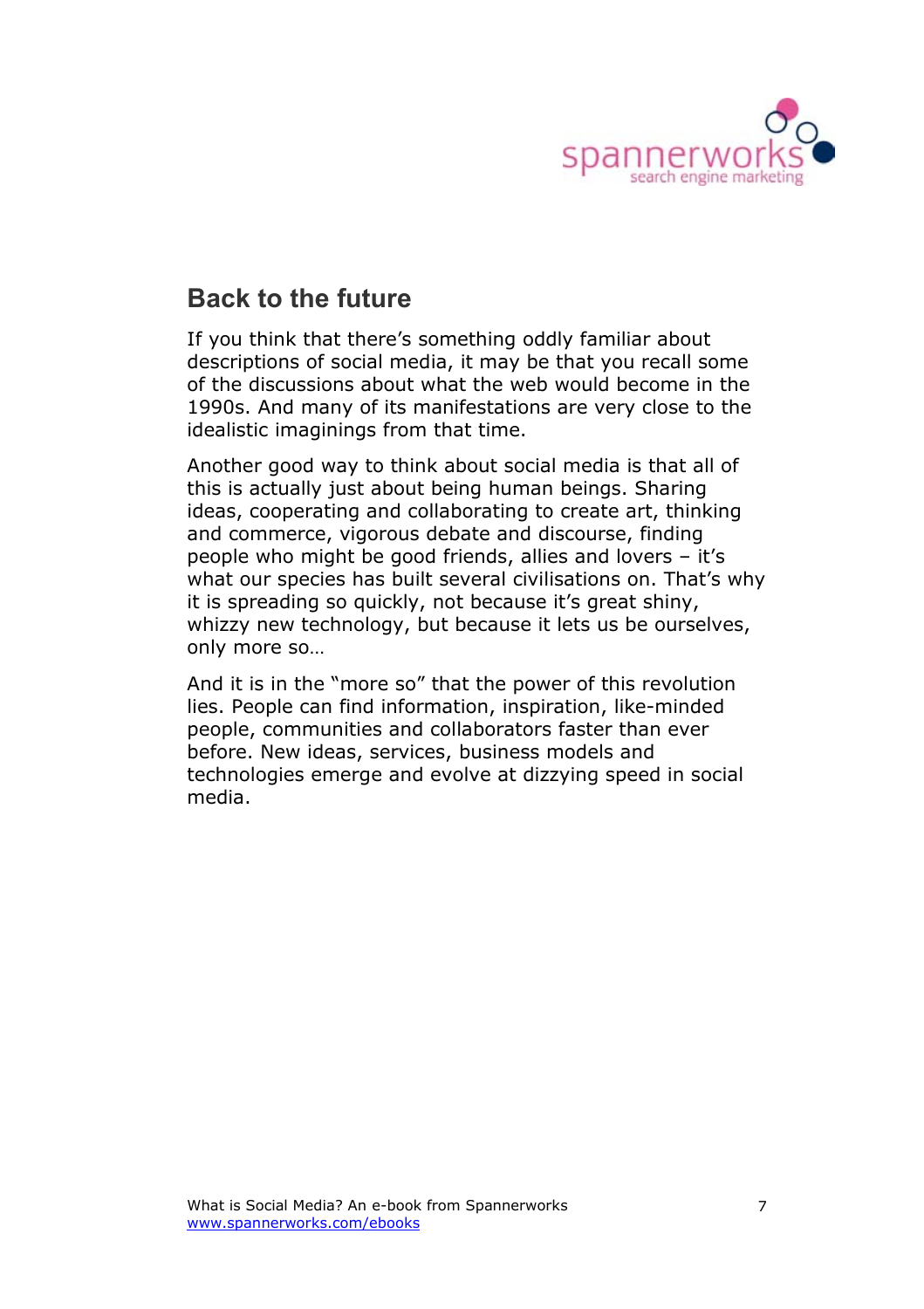## Back to the future

If you think that there's something oddly familiar about descriptions of social media, it may be that you recall some of the discussions about what the web would become in the 1990s. And many of its manifestations are very close to the idealistic imaginings from that time.

Another good way to think about social media is that all of this is actually just about being human beings. Sharing ideas, cooperating and collaborating to create art, thinking and commerce, vigorous debate and discourse, finding people who might be good friends, allies and lovers – it's what our species has built several civilisations on. That's why it is spreading so quickly, not because it's great shiny, whizzy new technology, but because it lets us be ourselves, only more so…

And it is in the "more so" that the power of this revolution lies. People can find information, inspiration, like-minded people, communities and collaborators faster than ever before. New ideas, services, business models and technologies emerge and evolve at dizzying speed in social media.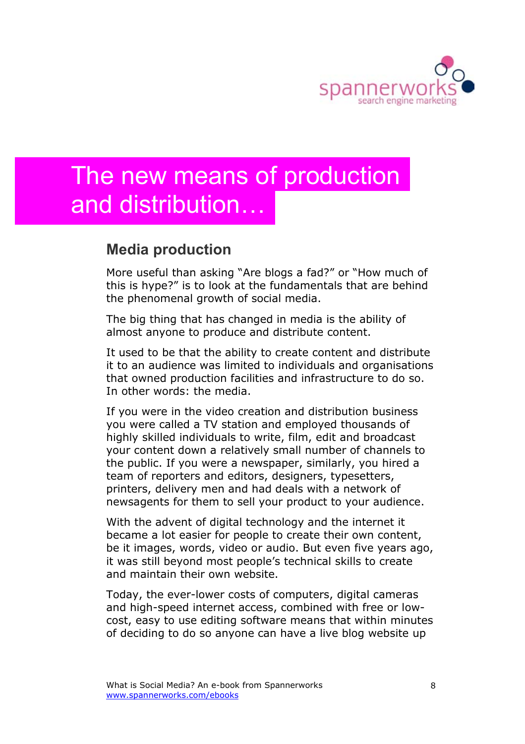# The new means of production and distribution…

## Media production

More useful than asking "Are blogs a fad?" or "How much of this is hype?" is to look at the fundamentals that are behind the phenomenal growth of social media.

The big thing that has changed in media is the ability of almost anyone to produce and distribute content.

It used to be that the ability to create content and distribute it to an audience was limited to individuals and organisations that owned production facilities and infrastructure to do so. In other words: the media.

If you were in the video creation and distribution business you were called a TV station and employed thousands of highly skilled individuals to write, film, edit and broadcast your content down a relatively small number of channels to the public. If you were a newspaper, similarly, you hired a team of reporters and editors, designers, typesetters, printers, delivery men and had deals with a network of newsagents for them to sell your product to your audience.

With the advent of digital technology and the internet it became a lot easier for people to create their own content, be it images, words, video or audio. But even five years ago, it was still beyond most people's technical skills to create and maintain their own website.

Today, the ever-lower costs of computers, digital cameras and high-speed internet access, combined with free or low-cost, easy to use editing software means that within minutes of deciding to do so anyone can have a live blog website up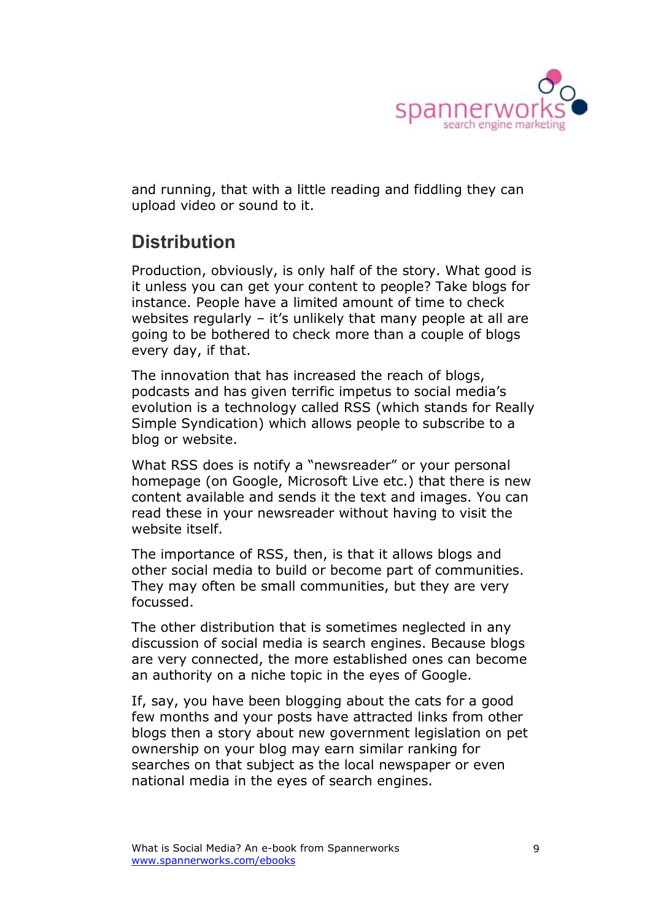and running, that with a little reading and fiddling they can upload video or sound to it.

## Distribution

Production, obviously, is only half of the story. What good is it unless you can get your content to people? Take blogs for instance. People have a limited amount of time to check websites regularly – it's unlikely that many people at all are going to be bothered to check more than a couple of blogs every day, if that.

The innovation that has increased the reach of blogs, podcasts and has given terrific impetus to social media's evolution is a technology called RSS (which stands for Really Simple Syndication) which allows people to subscribe to a blog or website.

What RSS does is notify a "newsreader" or your personal homepage (on Google, Microsoft Live etc.) that there is new content available and sends it the text and images. You can read these in your newsreader without having to visit the website itself.

The importance of RSS, then, is that it allows blogs and other social media to build or become part of communities. They may often be small communities, but they are very focussed.

The other distribution that is sometimes neglected in any discussion of social media is search engines. Because blogs are very connected, the more established ones can become an authority on a niche topic in the eyes of Google.

If, say, you have been blogging about the cats for a good few months and your posts have attracted links from other blogs then a story about new government legislation on pet ownership on your blog may earn similar ranking for searches on that subject as the local newspaper or even national media in the eyes of search engines.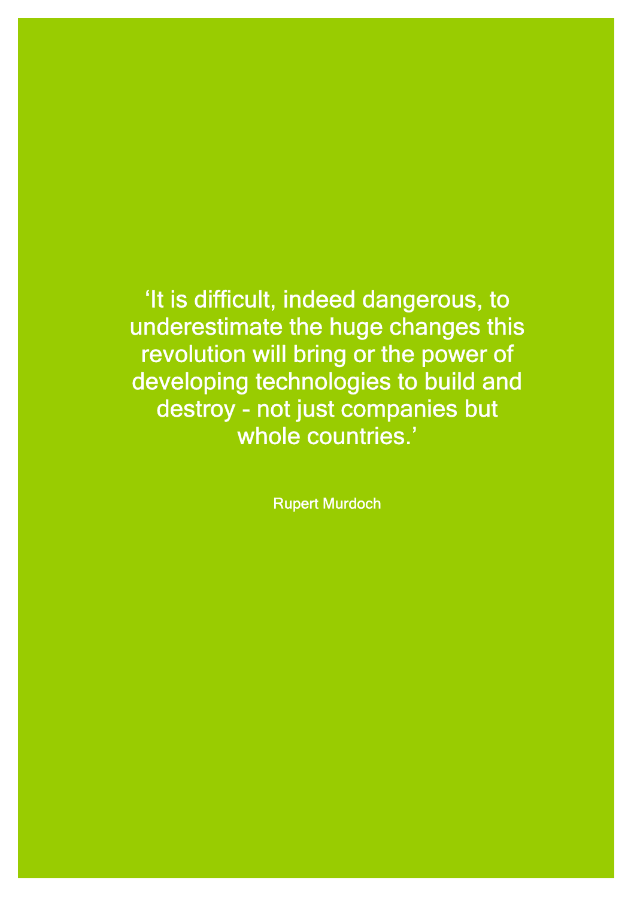‘It is difficult, indeed dangerous, to underestimate the huge changes this revolution will bring or the power of developing technologies to build and destroy - not just companies but whole countries.’

Rupert Murdoch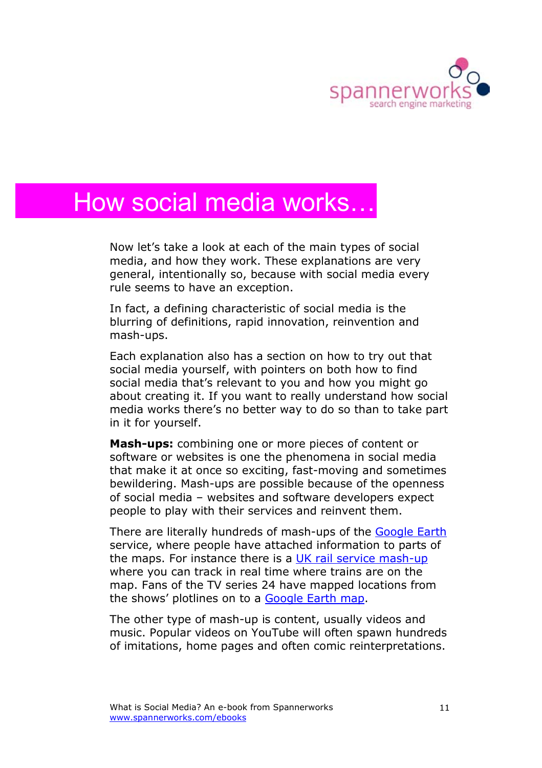# How social media works…

Now let's take a look at each of the main types of social media, and how they work. These explanations are very general, intentionally so, because with social media every rule seems to have an exception.

In fact, a defining characteristic of social media is the blurring of definitions, rapid innovation, reinvention and mash-ups.

Each explanation also has a section on how to try out that social media yourself, with pointers on both how to find social media that's relevant to you and how you might go about creating it. If you want to really understand how social media works there's no better way to do so than to take part in it for yourself.

**Mash-ups:** combining one or more pieces of content or software or websites is one the phenomena in social media that make it at once so exciting, fast-moving and sometimes bewildering. Mash-ups are possible because of the openness of social media – websites and software developers expect people to play with their services and reinvent them.

There are literally hundreds of mash-ups of the Google Earth service, where people have attached information to parts of the maps. For instance there is a UK rail service mash-up where you can track in real time where trains are on the map. Fans of the TV series 24 have mapped locations from the shows' plotlines on to a Google Earth map.

The other type of mash-up is content, usually videos and music. Popular videos on YouTube will often spawn hundreds of imitations, home pages and often comic reinterpretations.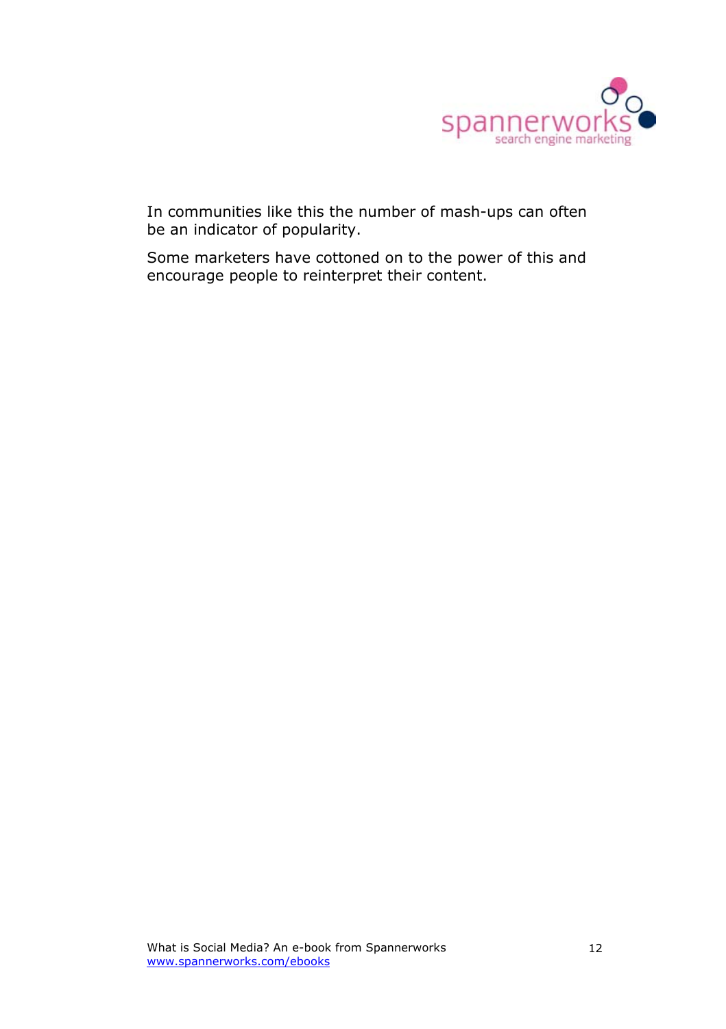In communities like this the number of mash-ups can often be an indicator of popularity.

Some marketers have cottoned on to the power of this and encourage people to reinterpret their content.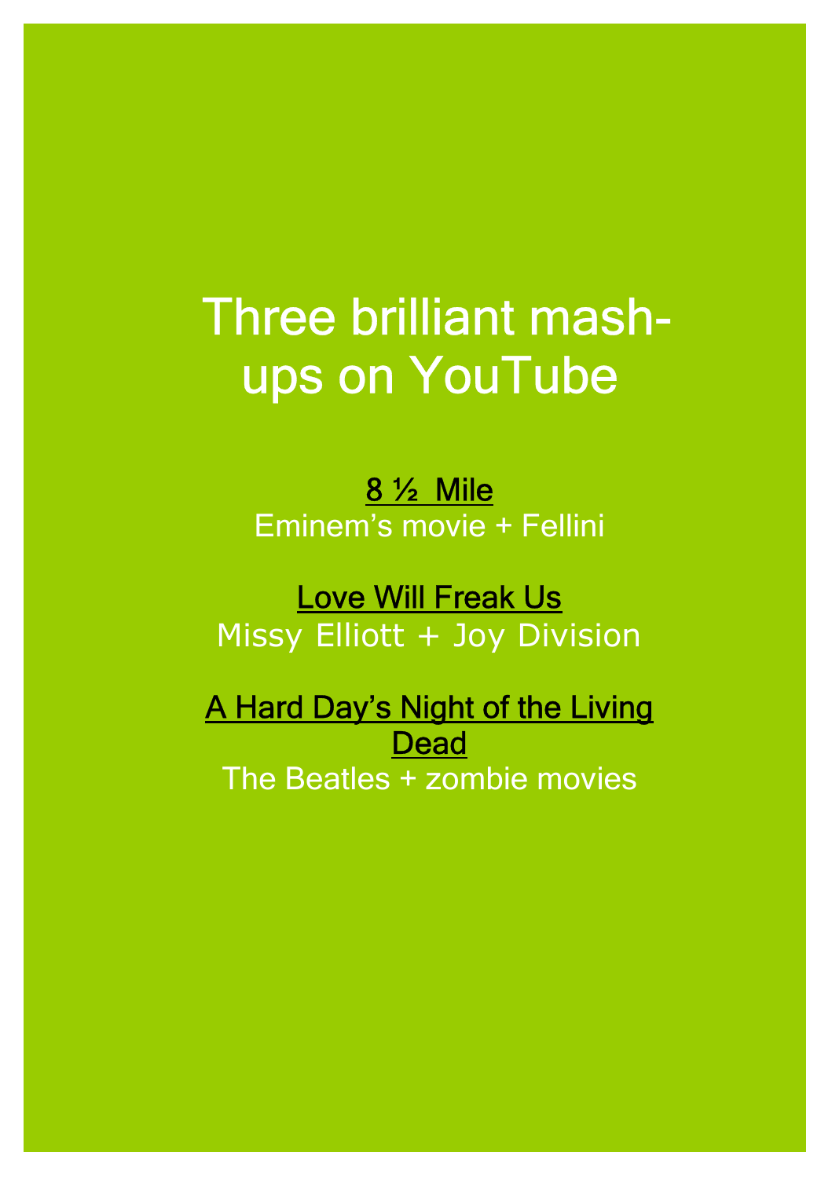# Three brilliant mash-ups on YouTube

8 ½ Mile

Eminem's movie + Fellini

Love Will Freak Us

Missy Elliott + Joy Division

A Hard Day's Night of the Living Dead

The Beatles + zombie movies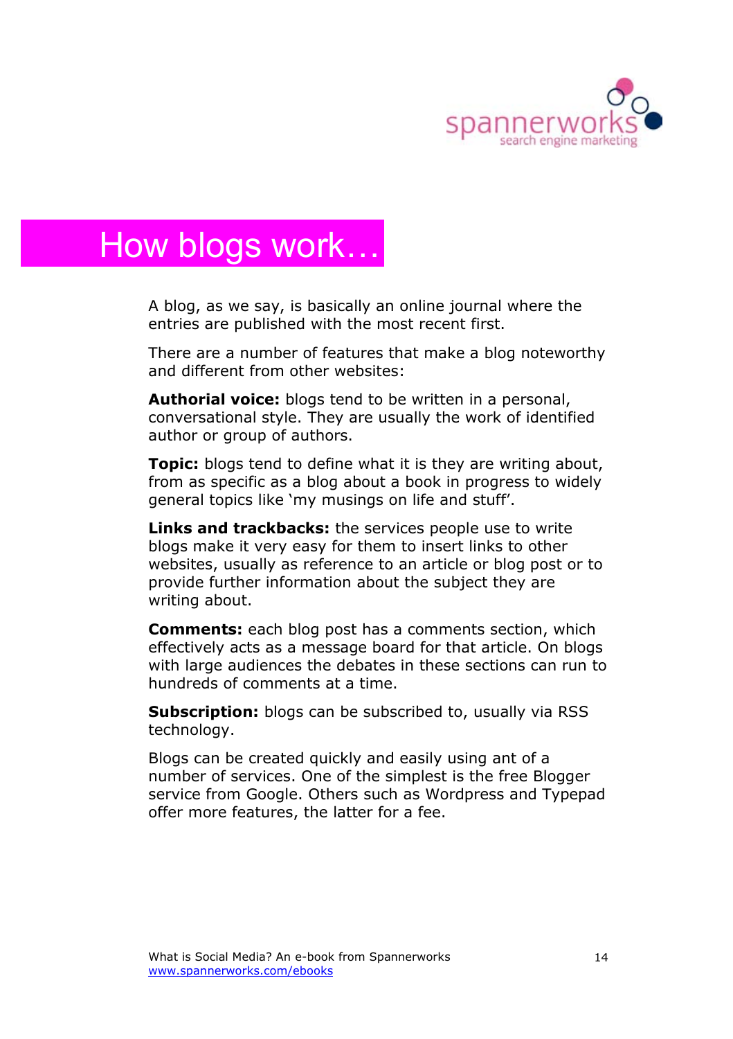# How blogs work…

A blog, as we say, is basically an online journal where the entries are published with the most recent first.

There are a number of features that make a blog noteworthy and different from other websites:

**Authorial voice:** blogs tend to be written in a personal, conversational style. They are usually the work of identified author or group of authors.

**Topic:** blogs tend to define what it is they are writing about, from as specific as a blog about a book in progress to widely general topics like 'my musings on life and stuff'.

**Links and trackbacks:** the services people use to write blogs make it very easy for them to insert links to other websites, usually as reference to an article or blog post or to provide further information about the subject they are writing about.

**Comments:** each blog post has a comments section, which effectively acts as a message board for that article. On blogs with large audiences the debates in these sections can run to hundreds of comments at a time.

**Subscription:** blogs can be subscribed to, usually via RSS technology.

Blogs can be created quickly and easily using ant of a number of services. One of the simplest is the free Blogger service from Google. Others such as Wordpress and Typepad offer more features, the latter for a fee.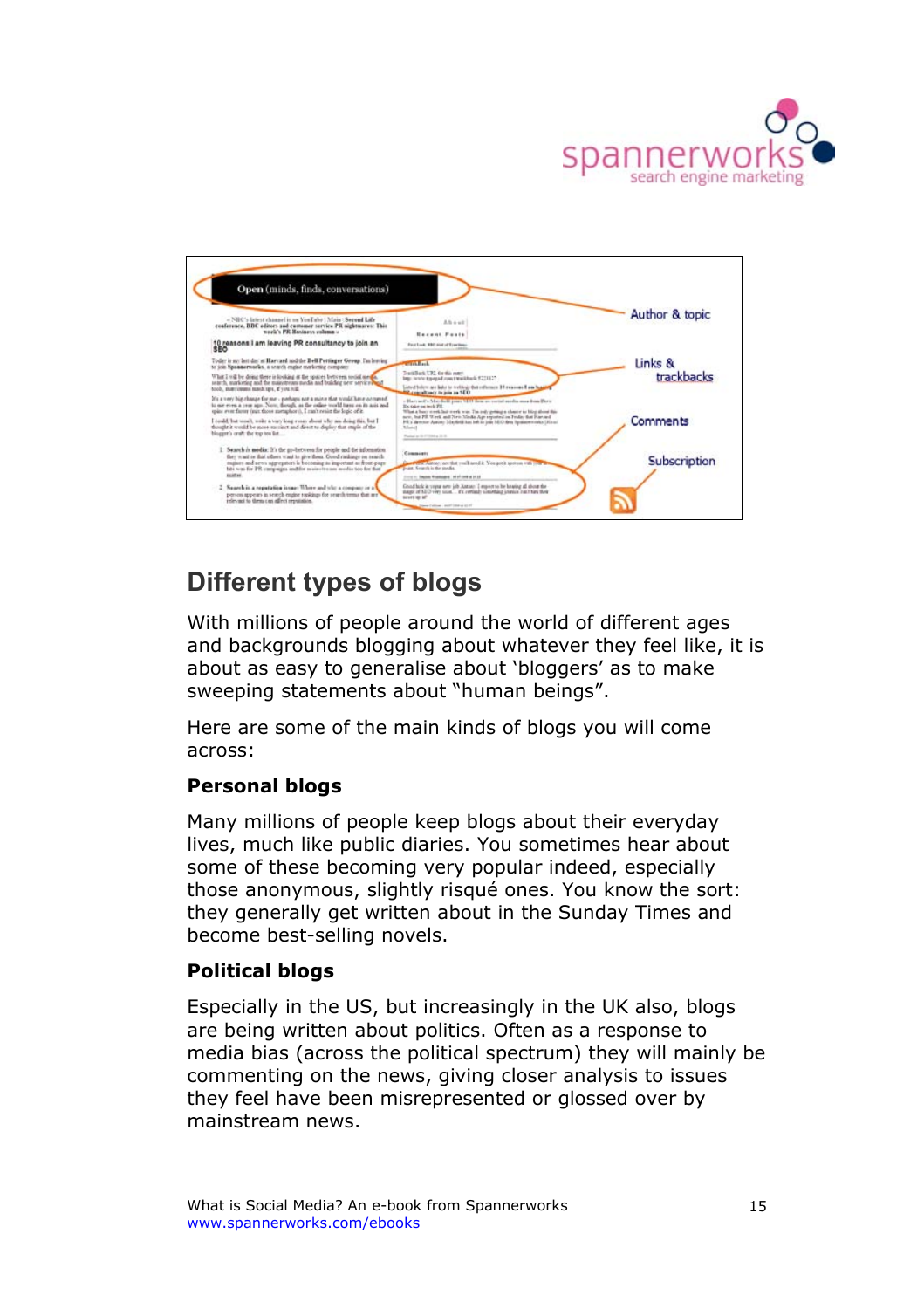## Different types of blogs

With millions of people around the world of different ages and backgrounds blogging about whatever they feel like, it is about as easy to generalise about 'bloggers' as to make sweeping statements about "human beings".

Here are some of the main kinds of blogs you will come across:

### Personal blogs

Many millions of people keep blogs about their everyday lives, much like public diaries. You sometimes hear about some of these becoming very popular indeed, especially those anonymous, slightly risqué ones. You know the sort: they generally get written about in the Sunday Times and become best-selling novels.

### Political blogs

Especially in the US, but increasingly in the UK also, blogs are being written about politics. Often as a response to media bias (across the political spectrum) they will mainly be commenting on the news, giving closer analysis to issues they feel have been misrepresented or glossed over by mainstream news.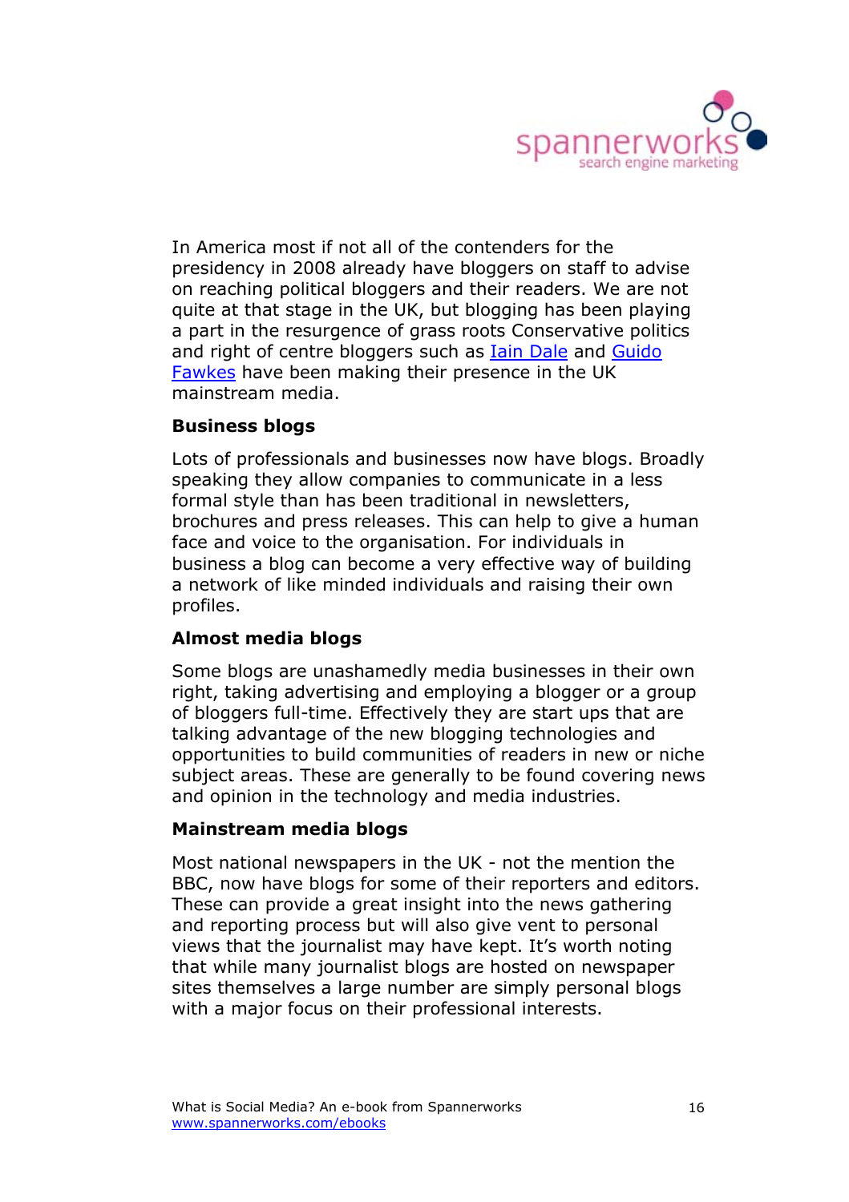In America most if not all of the contenders for the presidency in 2008 already have bloggers on staff to advise on reaching political bloggers and their readers. We are not quite at that stage in the UK, but blogging has been playing a part in the resurgence of grass roots Conservative politics and right of centre bloggers such as Iain Dale and Guido Fawkes have been making their presence in the UK mainstream media.

**Business blogs**

Lots of professionals and businesses now have blogs. Broadly speaking they allow companies to communicate in a less formal style than has been traditional in newsletters, brochures and press releases. This can help to give a human face and voice to the organisation. For individuals in business a blog can become a very effective way of building a network of like minded individuals and raising their own profiles.

**Almost media blogs**

Some blogs are unashamedly media businesses in their own right, taking advertising and employing a blogger or a group of bloggers full-time. Effectively they are start ups that are talking advantage of the new blogging technologies and opportunities to build communities of readers in new or niche subject areas. These are generally to be found covering news and opinion in the technology and media industries.

**Mainstream media blogs**

Most national newspapers in the UK - not the mention the BBC, now have blogs for some of their reporters and editors. These can provide a great insight into the news gathering and reporting process but will also give vent to personal views that the journalist may have kept. It's worth noting that while many journalist blogs are hosted on newspaper sites themselves a large number are simply personal blogs with a major focus on their professional interests.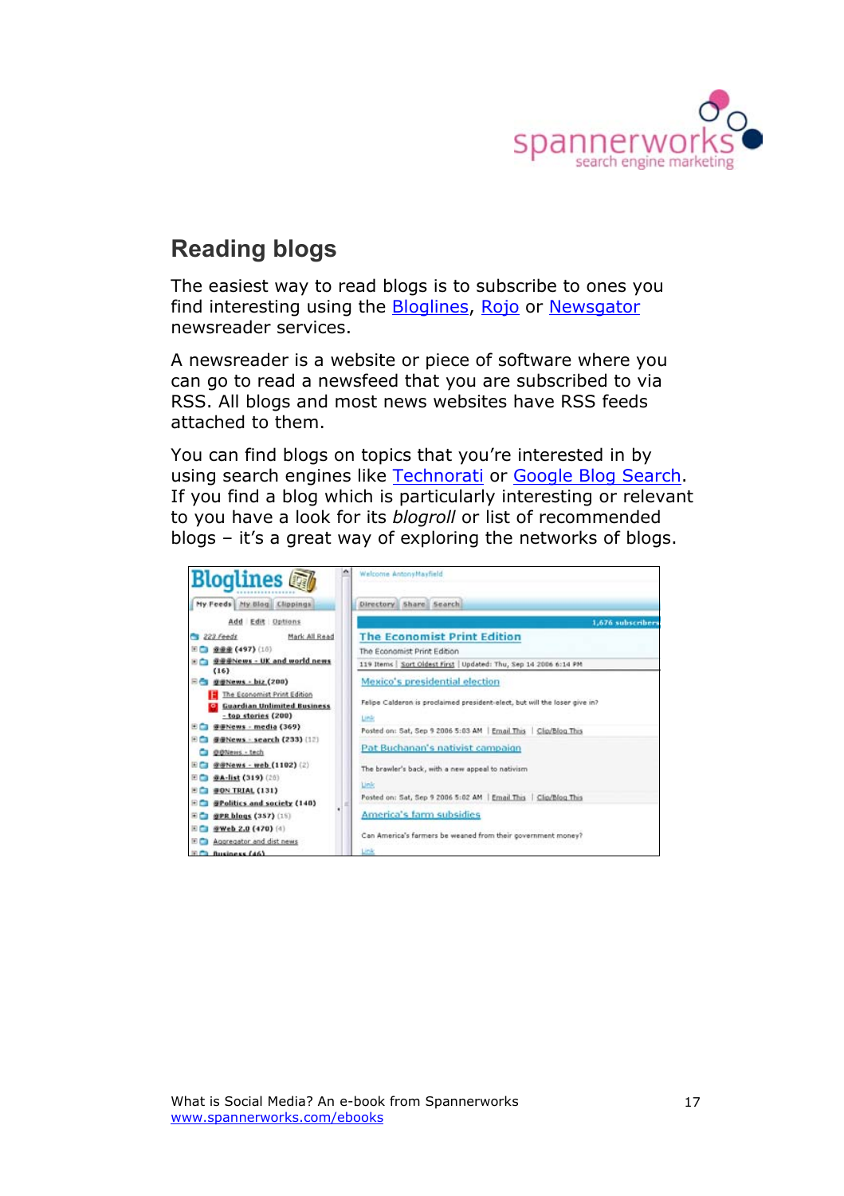## Reading blogs

The easiest way to read blogs is to subscribe to ones you find interesting using the Bloglines, Rojo or Newsgator newsreader services.

A newsreader is a website or piece of software where you can go to read a newsfeed that you are subscribed to via RSS. All blogs and most news websites have RSS feeds attached to them.

You can find blogs on topics that you're interested in by using search engines like Technorati or Google Blog Search. If you find a blog which is particularly interesting or relevant to you have a look for its *blogroll* or list of recommended blogs – it's a great way of exploring the networks of blogs.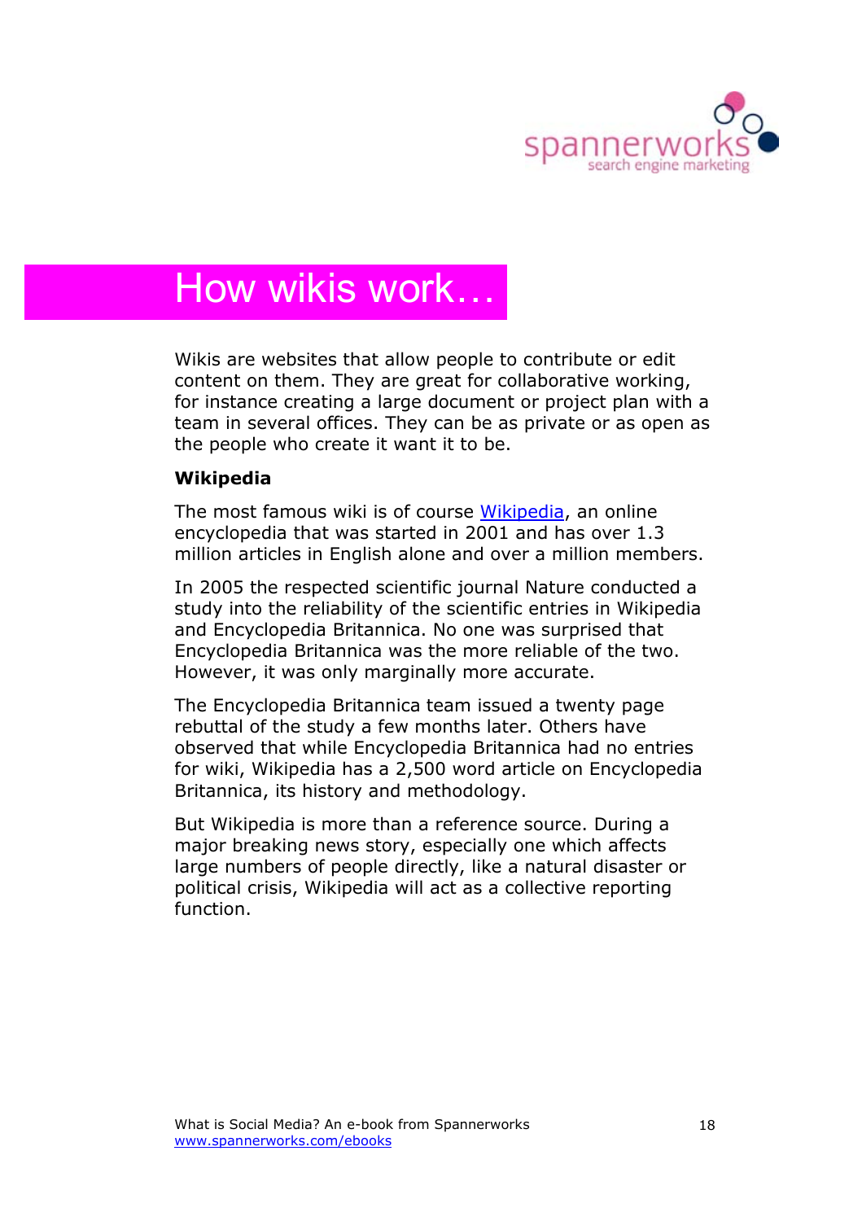# How wikis work…

Wikis are websites that allow people to contribute or edit content on them. They are great for collaborative working, for instance creating a large document or project plan with a team in several offices. They can be as private or as open as the people who create it want it to be.

**Wikipedia**

The most famous wiki is of course Wikipedia, an online encyclopedia that was started in 2001 and has over 1.3 million articles in English alone and over a million members.

In 2005 the respected scientific journal Nature conducted a study into the reliability of the scientific entries in Wikipedia and Encyclopedia Britannica. No one was surprised that Encyclopedia Britannica was the more reliable of the two. However, it was only marginally more accurate.

The Encyclopedia Britannica team issued a twenty page rebuttal of the study a few months later. Others have observed that while Encyclopedia Britannica had no entries for wiki, Wikipedia has a 2,500 word article on Encyclopedia Britannica, its history and methodology.

But Wikipedia is more than a reference source. During a major breaking news story, especially one which affects large numbers of people directly, like a natural disaster or political crisis, Wikipedia will act as a collective reporting function.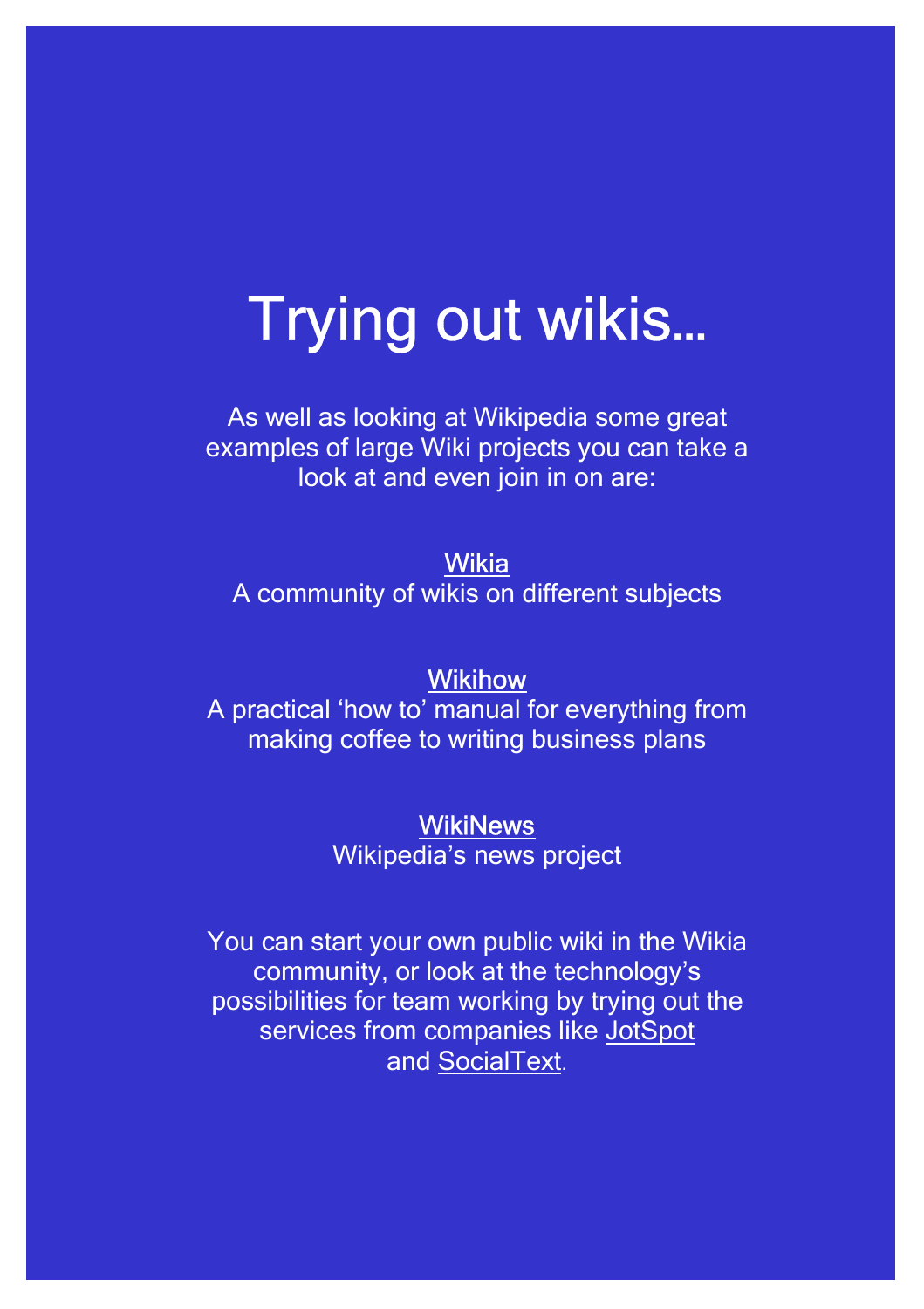# Trying out wikis…

As well as looking at Wikipedia some great examples of large Wiki projects you can take a look at and even join in on are:

Wikia
A community of wikis on different subjects

Wikihow
A practical 'how to' manual for everything from making coffee to writing business plans

WikiNews
Wikipedia's news project

You can start your own public wiki in the Wikia community, or look at the technology's possibilities for team working by trying out the services from companies like JotSpot and SocialText.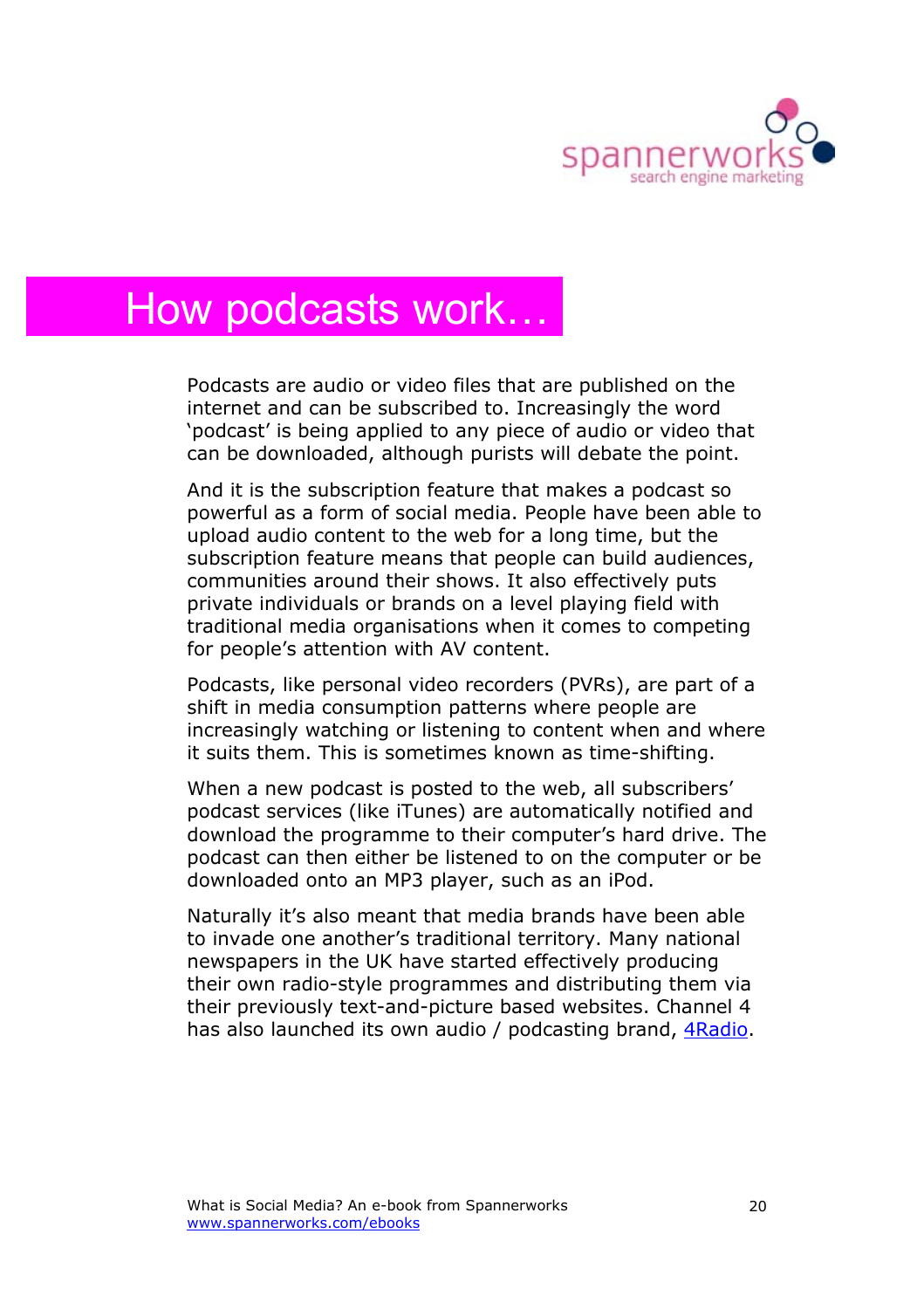# How podcasts work…

Podcasts are audio or video files that are published on the internet and can be subscribed to. Increasingly the word 'podcast' is being applied to any piece of audio or video that can be downloaded, although purists will debate the point.

And it is the subscription feature that makes a podcast so powerful as a form of social media. People have been able to upload audio content to the web for a long time, but the subscription feature means that people can build audiences, communities around their shows. It also effectively puts private individuals or brands on a level playing field with traditional media organisations when it comes to competing for people's attention with AV content.

Podcasts, like personal video recorders (PVRs), are part of a shift in media consumption patterns where people are increasingly watching or listening to content when and where it suits them. This is sometimes known as time-shifting.

When a new podcast is posted to the web, all subscribers' podcast services (like iTunes) are automatically notified and download the programme to their computer's hard drive. The podcast can then either be listened to on the computer or be downloaded onto an MP3 player, such as an iPod.

Naturally it's also meant that media brands have been able to invade one another's traditional territory. Many national newspapers in the UK have started effectively producing their own radio-style programmes and distributing them via their previously text-and-picture based websites. Channel 4 has also launched its own audio / podcasting brand, [4Radio](4Radio).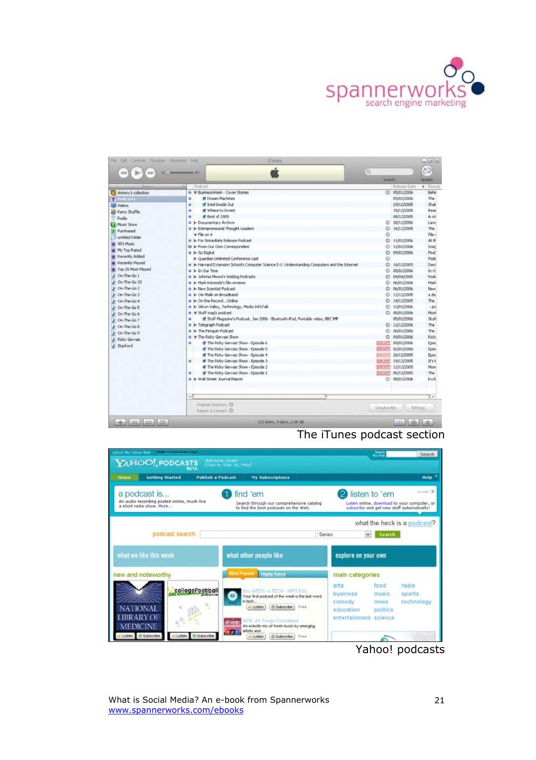The iTunes podcast section

Yahoo! podcasts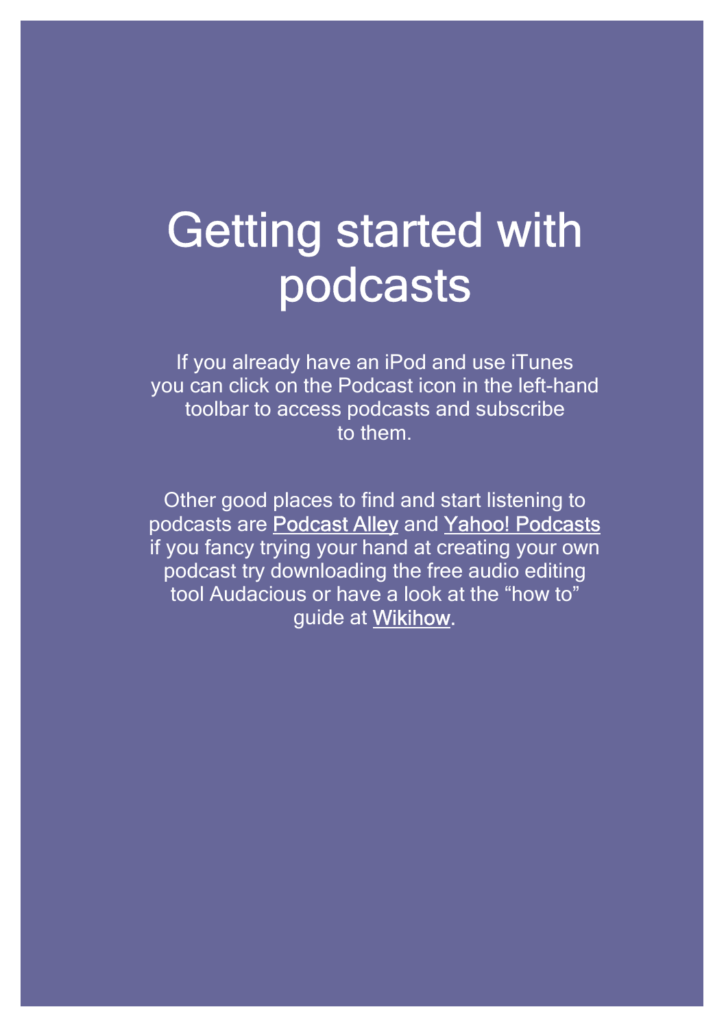# Getting started with podcasts

If you already have an iPod and use iTunes you can click on the Podcast icon in the left-hand toolbar to access podcasts and subscribe to them.

Other good places to find and start listening to podcasts are Podcast Alley and Yahoo! Podcasts if you fancy trying your hand at creating your own podcast try downloading the free audio editing tool Audacious or have a look at the "how to" guide at Wikihow.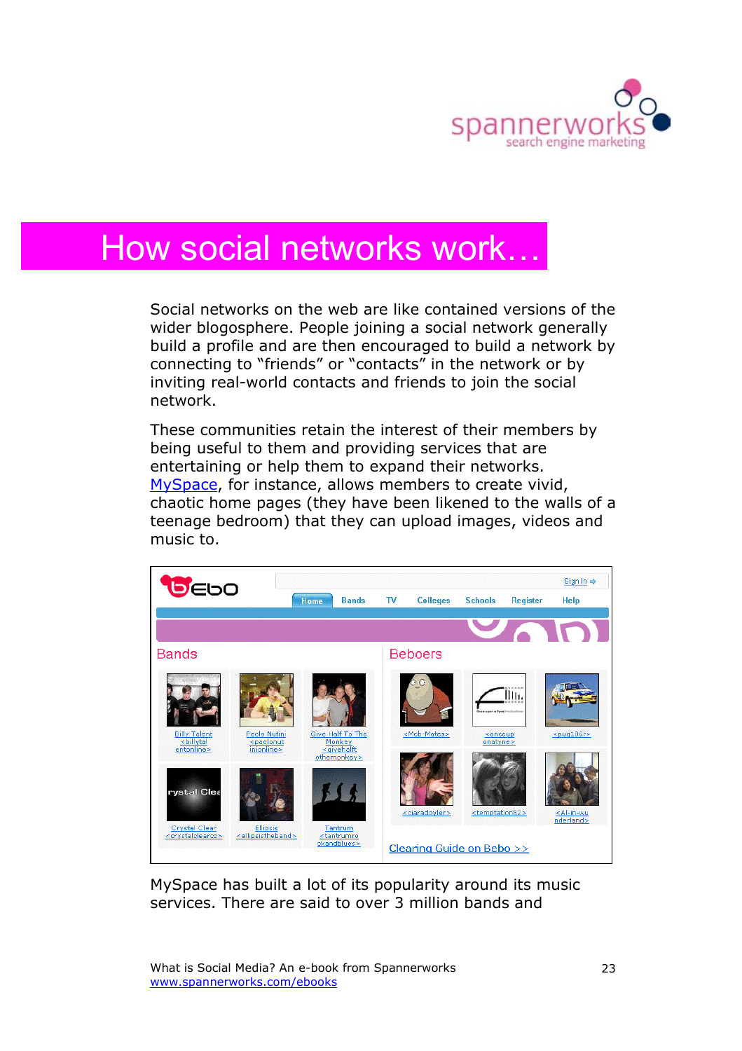# How social networks work…

Social networks on the web are like contained versions of the wider blogosphere. People joining a social network generally build a profile and are then encouraged to build a network by connecting to "friends" or "contacts" in the network or by inviting real-world contacts and friends to join the social network.

These communities retain the interest of their members by being useful to them and providing services that are entertaining or help them to expand their networks. MySpace, for instance, allows members to create vivid, chaotic home pages (they have been likened to the walls of a teenage bedroom) that they can upload images, videos and music to.

MySpace has built a lot of its popularity around its music services. There are said to over 3 million bands and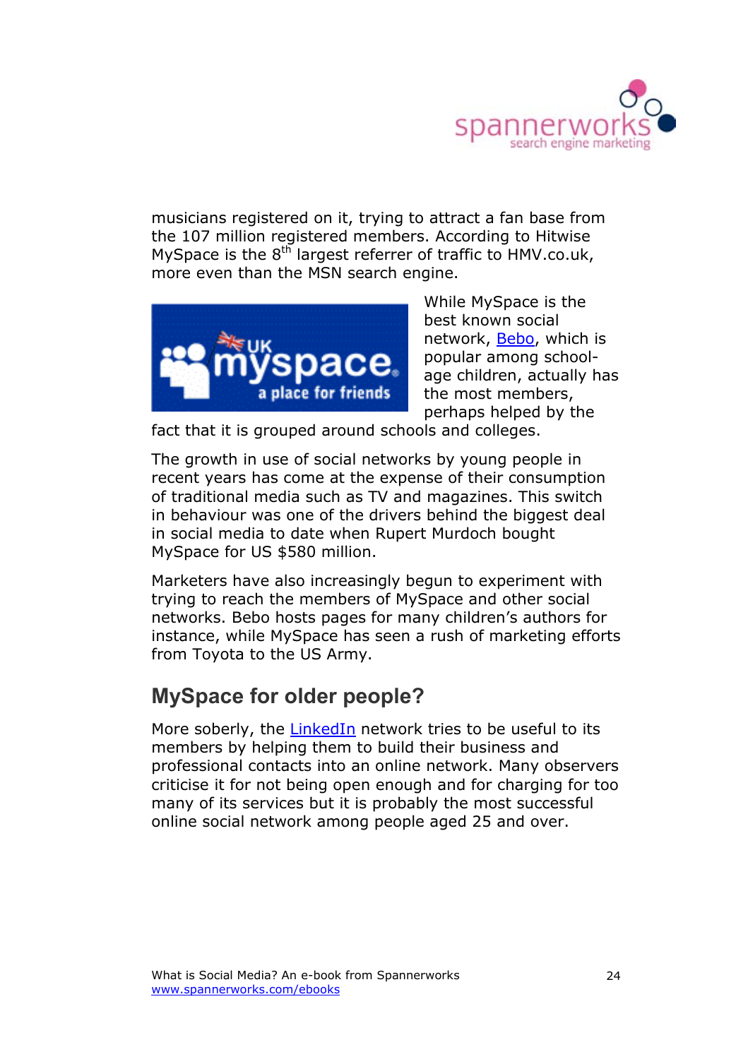musicians registered on it, trying to attract a fan base from the 107 million registered members. According to Hitwise MySpace is the 8th largest referrer of traffic to HMV.co.uk, more even than the MSN search engine.

While MySpace is the best known social network, Bebo, which is popular among school-age children, actually has the most members, perhaps helped by the fact that it is grouped around schools and colleges.

The growth in use of social networks by young people in recent years has come at the expense of their consumption of traditional media such as TV and magazines. This switch in behaviour was one of the drivers behind the biggest deal in social media to date when Rupert Murdoch bought MySpace for US $580 million.

Marketers have also increasingly begun to experiment with trying to reach the members of MySpace and other social networks. Bebo hosts pages for many children's authors for instance, while MySpace has seen a rush of marketing efforts from Toyota to the US Army.

## MySpace for older people?

More soberly, the LinkedIn network tries to be useful to its members by helping them to build their business and professional contacts into an online network. Many observers criticise it for not being open enough and for charging for too many of its services but it is probably the most successful online social network among people aged 25 and over.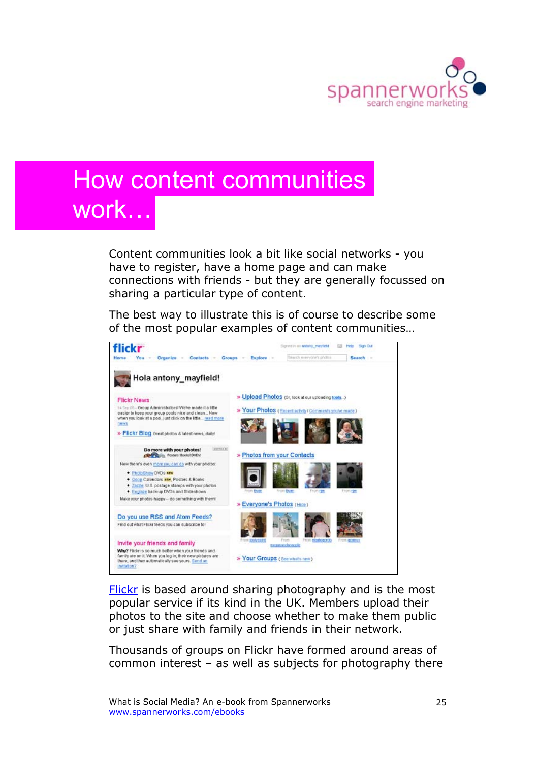# How content communities work…

Content communities look a bit like social networks - you have to register, have a home page and can make connections with friends - but they are generally focussed on sharing a particular type of content.

The best way to illustrate this is of course to describe some of the most popular examples of content communities…

Flickr is based around sharing photography and is the most popular service if its kind in the UK. Members upload their photos to the site and choose whether to make them public or just share with family and friends in their network.

Thousands of groups on Flickr have formed around areas of common interest – as well as subjects for photography there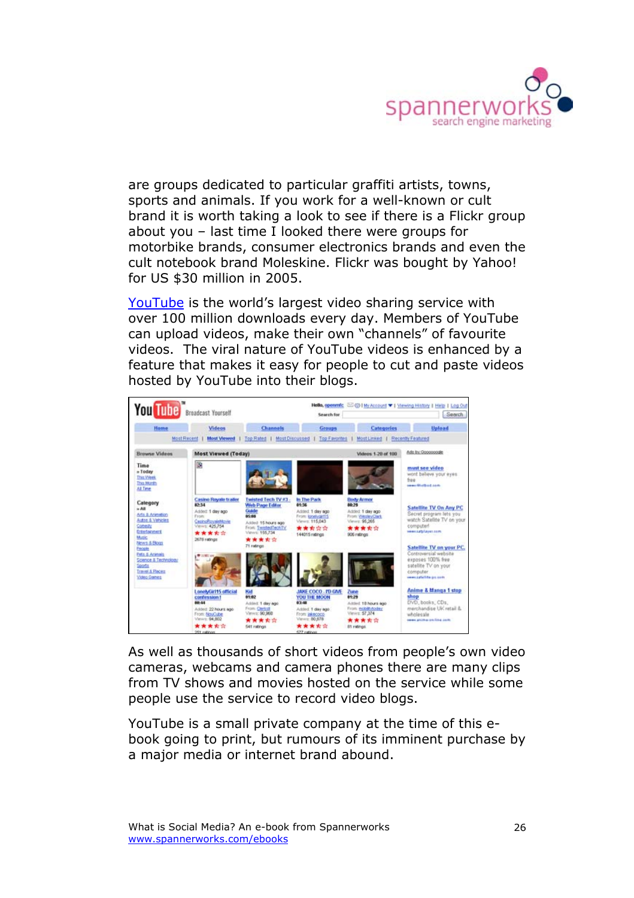are groups dedicated to particular graffiti artists, towns, sports and animals. If you work for a well-known or cult brand it is worth taking a look to see if there is a Flickr group about you – last time I looked there were groups for motorbike brands, consumer electronics brands and even the cult notebook brand Moleskine. Flickr was bought by Yahoo! for US $30 million in 2005.

[YouTube](http://www.youtube.com) is the world's largest video sharing service with over 100 million downloads every day. Members of YouTube can upload videos, make their own "channels" of favourite videos.  The viral nature of YouTube videos is enhanced by a feature that makes it easy for people to cut and paste videos hosted by YouTube into their blogs.

As well as thousands of short videos from people's own video cameras, webcams and camera phones there are many clips from TV shows and movies hosted on the service while some people use the service to record video blogs.

YouTube is a small private company at the time of this e-book going to print, but rumours of its imminent purchase by a major media or internet brand abound.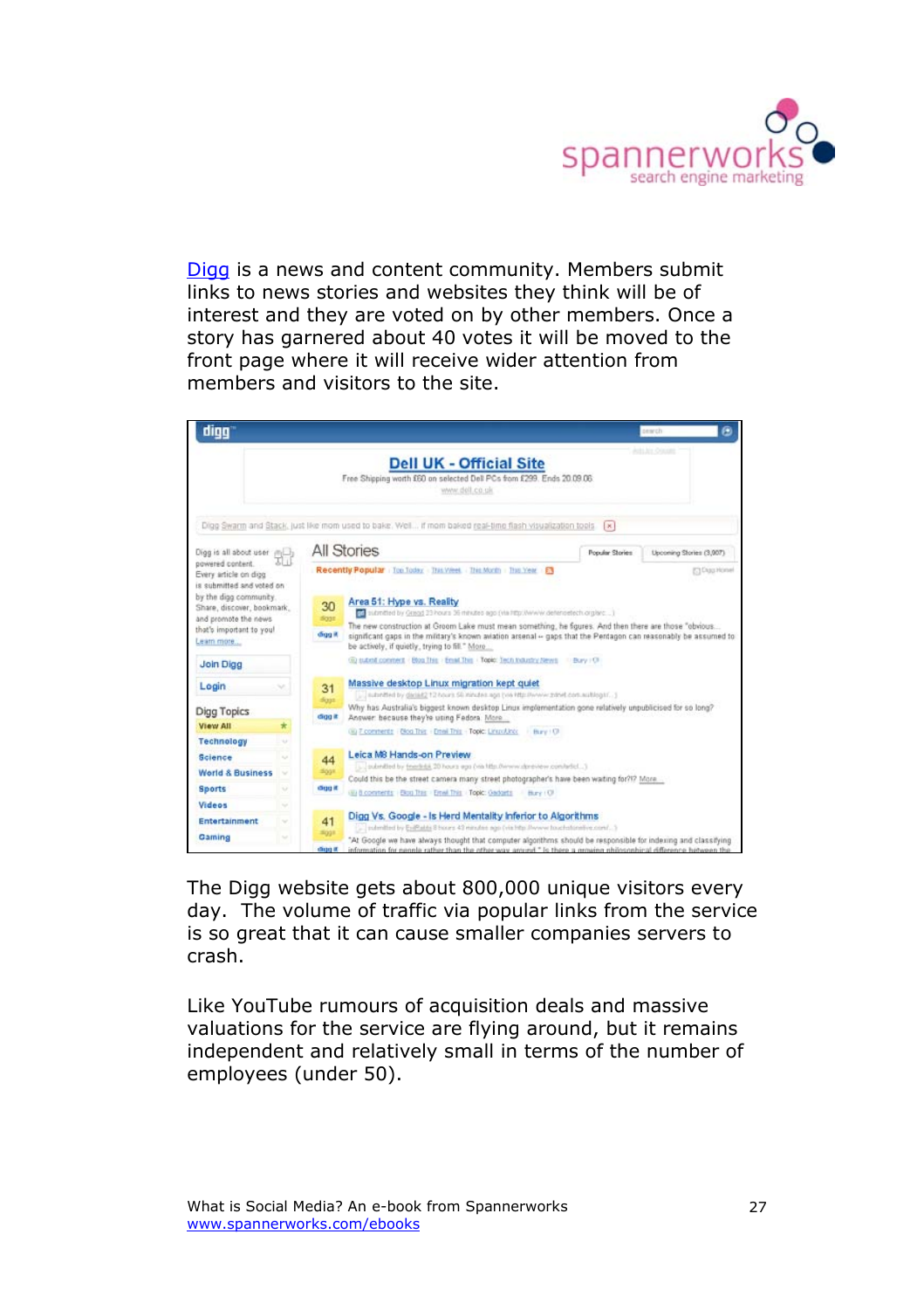Digg is a news and content community. Members submit links to news stories and websites they think will be of interest and they are voted on by other members. Once a story has garnered about 40 votes it will be moved to the front page where it will receive wider attention from members and visitors to the site.

The Digg website gets about 800,000 unique visitors every day. The volume of traffic via popular links from the service is so great that it can cause smaller companies servers to crash.

Like YouTube rumours of acquisition deals and massive valuations for the service are flying around, but it remains independent and relatively small in terms of the number of employees (under 50).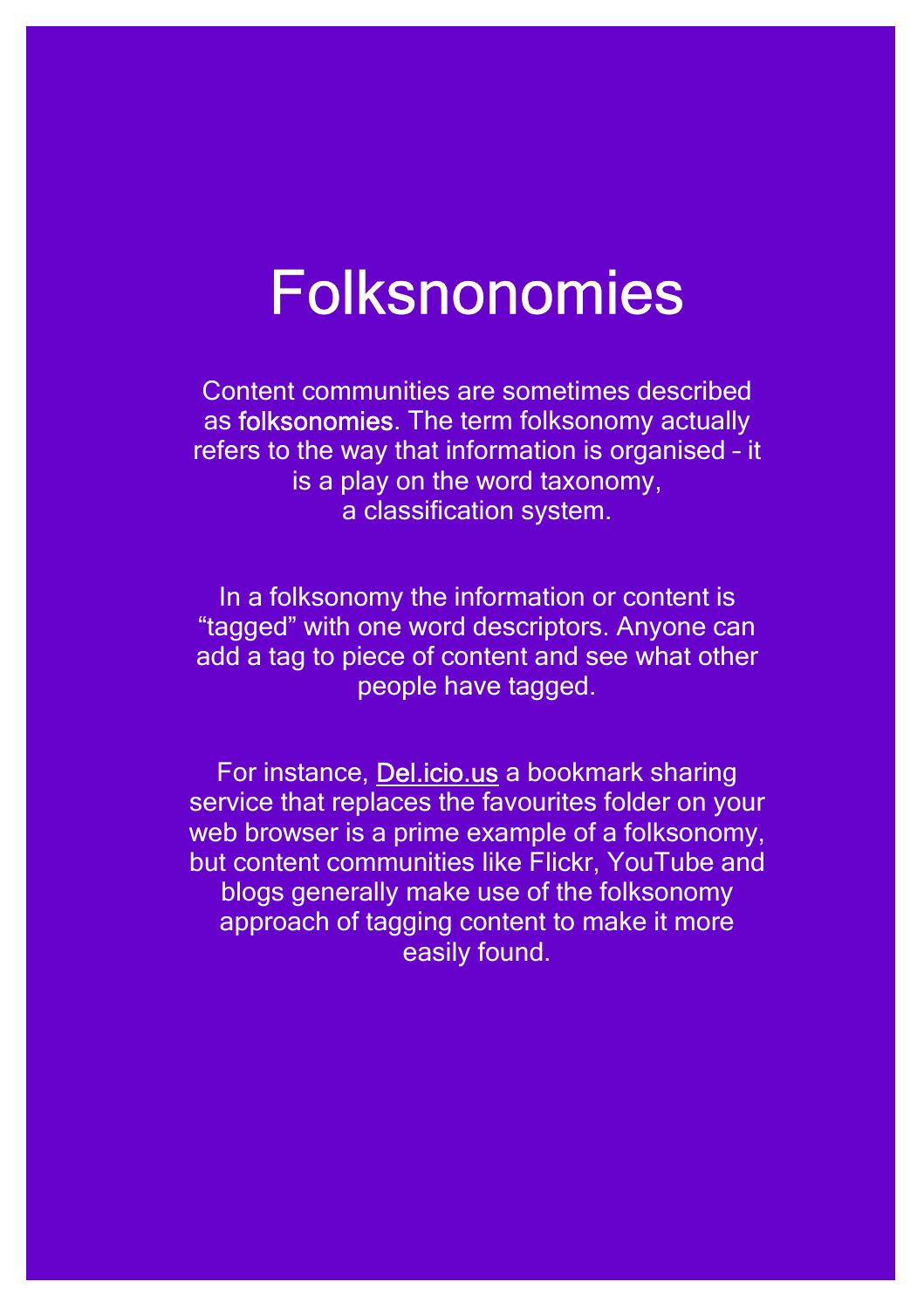# Folksnonomies

Content communities are sometimes described as folksonomies. The term folksonomy actually refers to the way that information is organised – it is a play on the word taxonomy, a classification system.

In a folksonomy the information or content is "tagged" with one word descriptors. Anyone can add a tag to piece of content and see what other people have tagged.

For instance, Del.icio.us a bookmark sharing service that replaces the favourites folder on your web browser is a prime example of a folksonomy, but content communities like Flickr, YouTube and blogs generally make use of the folksonomy approach of tagging content to make it more easily found.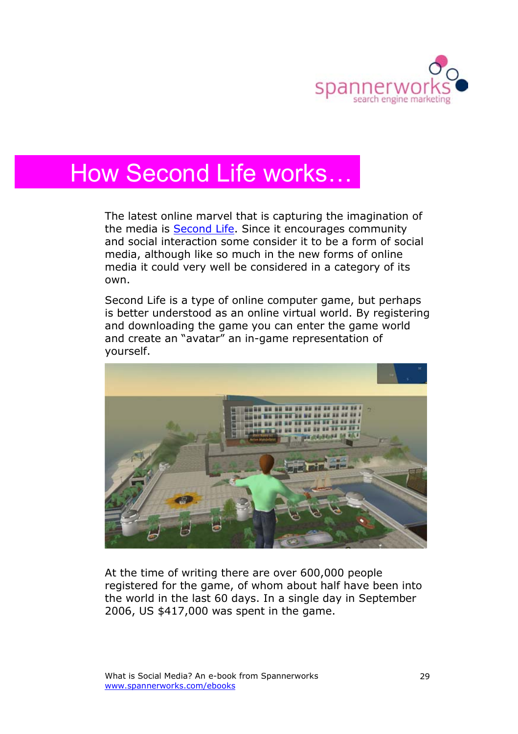# How Second Life works…

The latest online marvel that is capturing the imagination of the media is [Second Life](#). Since it encourages community and social interaction some consider it to be a form of social media, although like so much in the new forms of online media it could very well be considered in a category of its own.

Second Life is a type of online computer game, but perhaps is better understood as an online virtual world. By registering and downloading the game you can enter the game world and create an "avatar" an in-game representation of yourself.

At the time of writing there are over 600,000 people registered for the game, of whom about half have been into the world in the last 60 days. In a single day in September 2006, US $417,000 was spent in the game.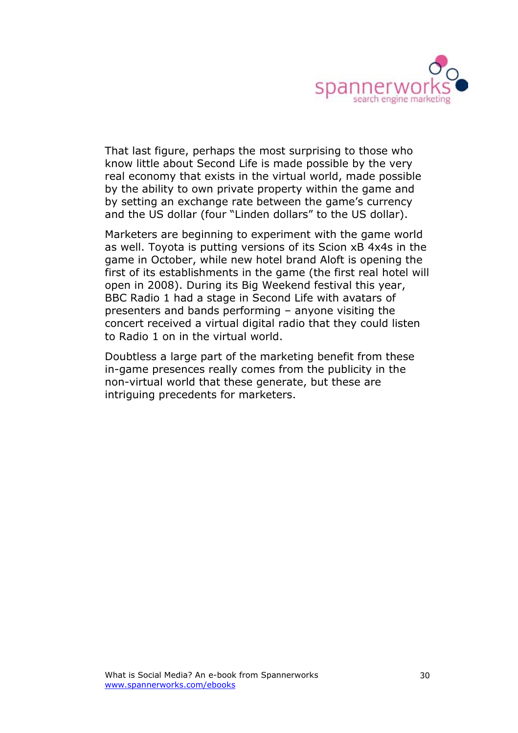That last figure, perhaps the most surprising to those who know little about Second Life is made possible by the very real economy that exists in the virtual world, made possible by the ability to own private property within the game and by setting an exchange rate between the game's currency and the US dollar (four "Linden dollars" to the US dollar).

Marketers are beginning to experiment with the game world as well. Toyota is putting versions of its Scion xB 4x4s in the game in October, while new hotel brand Aloft is opening the first of its establishments in the game (the first real hotel will open in 2008). During its Big Weekend festival this year, BBC Radio 1 had a stage in Second Life with avatars of presenters and bands performing – anyone visiting the concert received a virtual digital radio that they could listen to Radio 1 on in the virtual world.

Doubtless a large part of the marketing benefit from these in-game presences really comes from the publicity in the non-virtual world that these generate, but these are intriguing precedents for marketers.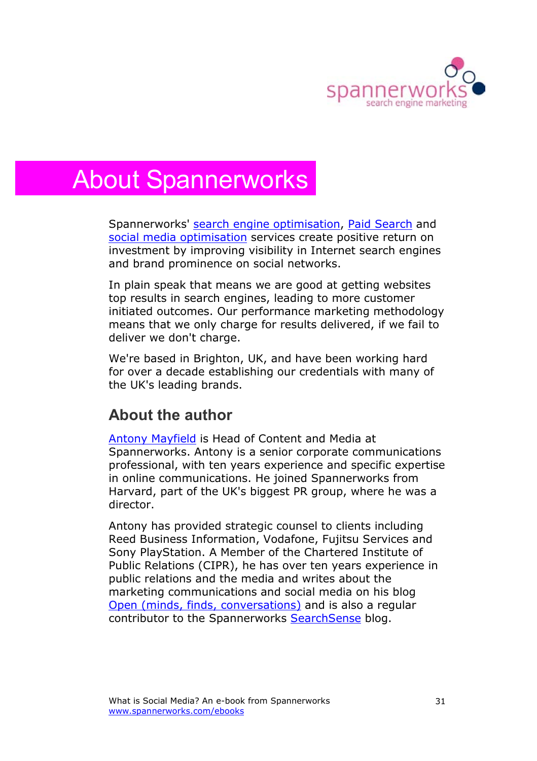# About Spannerworks

Spannerworks' search engine optimisation, Paid Search and social media optimisation services create positive return on investment by improving visibility in Internet search engines and brand prominence on social networks.

In plain speak that means we are good at getting websites top results in search engines, leading to more customer initiated outcomes. Our performance marketing methodology means that we only charge for results delivered, if we fail to deliver we don't charge.

We're based in Brighton, UK, and have been working hard for over a decade establishing our credentials with many of the UK's leading brands.

## About the author

Antony Mayfield is Head of Content and Media at Spannerworks. Antony is a senior corporate communications professional, with ten years experience and specific expertise in online communications. He joined Spannerworks from Harvard, part of the UK's biggest PR group, where he was a director.

Antony has provided strategic counsel to clients including Reed Business Information, Vodafone, Fujitsu Services and Sony PlayStation. A Member of the Chartered Institute of Public Relations (CIPR), he has over ten years experience in public relations and the media and writes about the marketing communications and social media on his blog Open (minds, finds, conversations) and is also a regular contributor to the Spannerworks SearchSense blog.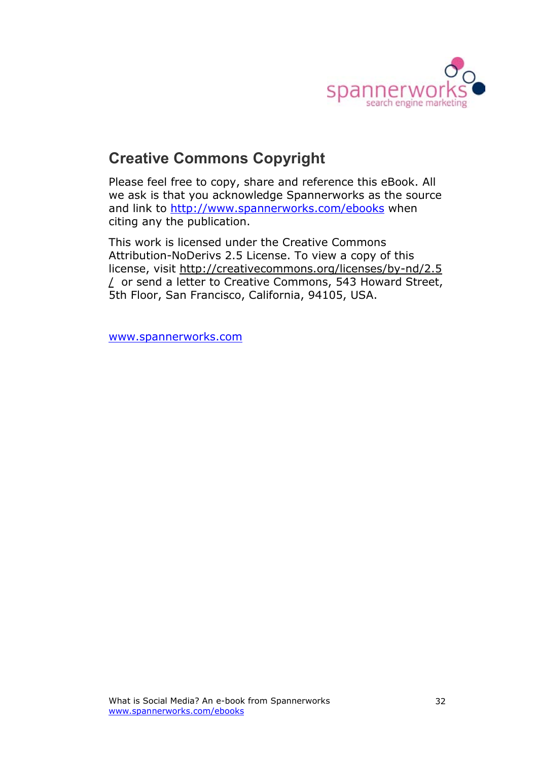## Creative Commons Copyright

Please feel free to copy, share and reference this eBook. All we ask is that you acknowledge Spannerworks as the source and link to http://www.spannerworks.com/ebooks when citing any the publication.

This work is licensed under the Creative Commons Attribution-NoDerivs 2.5 License. To view a copy of this license, visit http://creativecommons.org/licenses/by-nd/2.5/ or send a letter to Creative Commons, 543 Howard Street, 5th Floor, San Francisco, California, 94105, USA.

www.spannerworks.com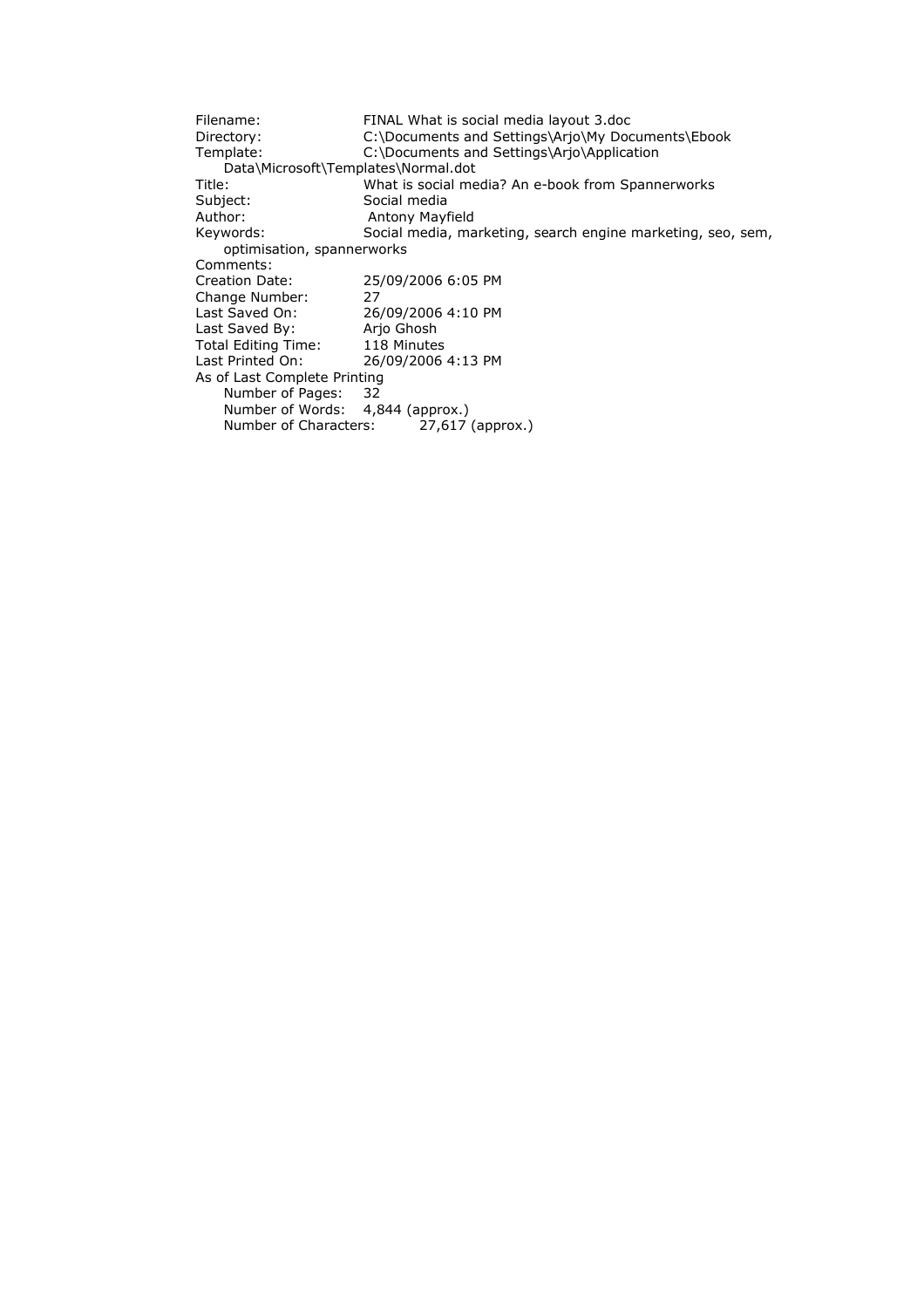Filename: FINAL What is social media layout 3.doc
Directory: C:\Documents and Settings\Arjo\My Documents\Ebook
Template: C:\Documents and Settings\Arjo\Application Data\Microsoft\Templates\Normal.dot
Title: What is social media? An e-book from Spannerworks
Subject: Social media
Author: Antony Mayfield
Keywords: Social media, marketing, search engine marketing, seo, sem, optimisation, spannerworks
Comments:
Creation Date: 25/09/2006 6:05 PM
Change Number: 27
Last Saved On: 26/09/2006 4:10 PM
Last Saved By: Arjo Ghosh
Total Editing Time: 118 Minutes
Last Printed On: 26/09/2006 4:13 PM
As of Last Complete Printing
Number of Pages: 32
Number of Words: 4,844 (approx.)
Number of Characters: 27,617 (approx.)